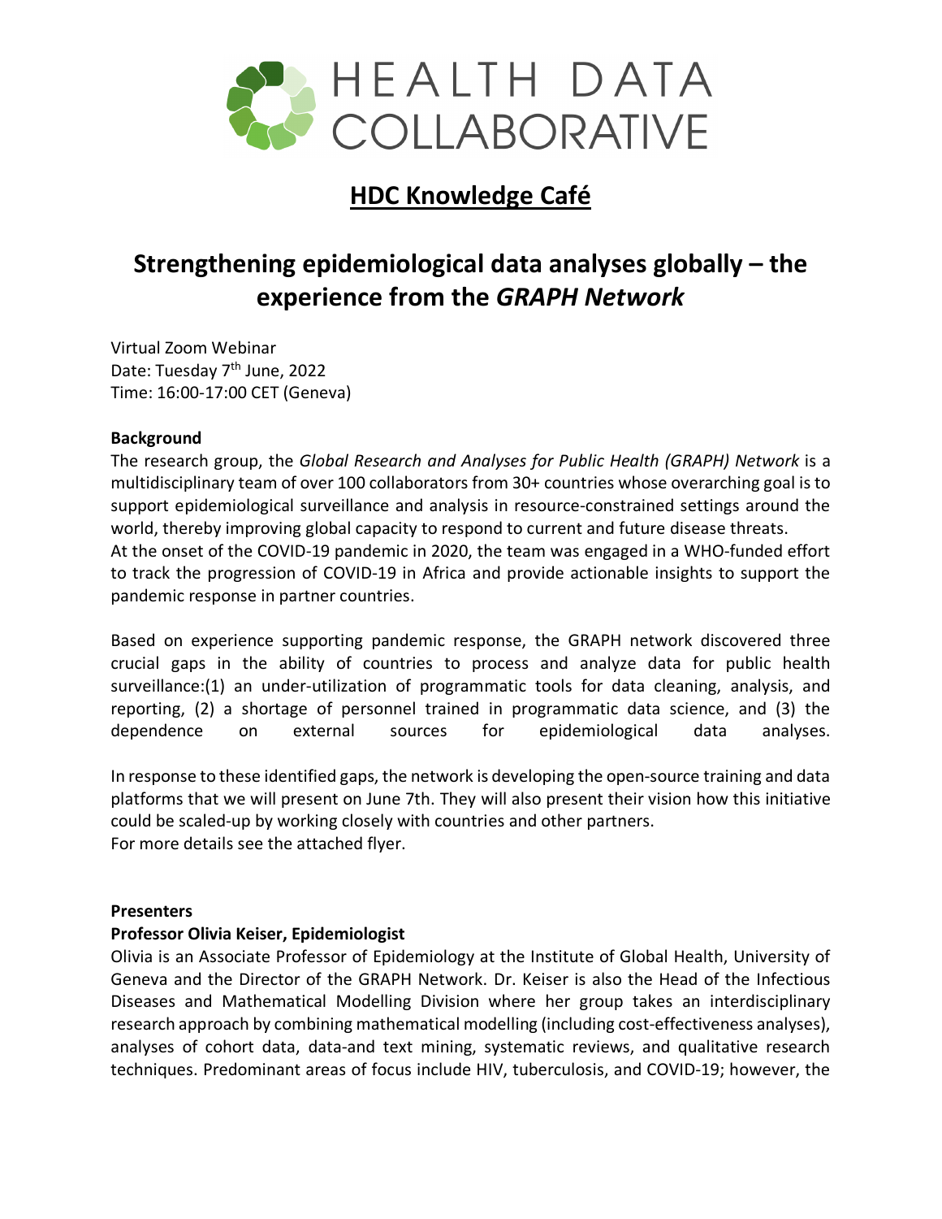HEALTH DATA COLLABORATIVE

# HDC Knowledge Café

## Strengthening epidemiological data analyses globally – the experience from the *GRAPH Network*

Virtual Zoom Webinar
Date: Tuesday 7th June, 2022
Time: 16:00-17:00 CET (Geneva)

**Background**

The research group, the *Global Research and Analyses for Public Health (GRAPH) Network* is a multidisciplinary team of over 100 collaborators from 30+ countries whose overarching goal is to support epidemiological surveillance and analysis in resource-constrained settings around the world, thereby improving global capacity to respond to current and future disease threats.
At the onset of the COVID-19 pandemic in 2020, the team was engaged in a WHO-funded effort to track the progression of COVID-19 in Africa and provide actionable insights to support the pandemic response in partner countries.

Based on experience supporting pandemic response, the GRAPH network discovered three crucial gaps in the ability of countries to process and analyze data for public health surveillance:(1) an under-utilization of programmatic tools for data cleaning, analysis, and reporting, (2) a shortage of personnel trained in programmatic data science, and (3) the dependence on external sources for epidemiological data analyses.

In response to these identified gaps, the network is developing the open-source training and data platforms that we will present on June 7th. They will also present their vision how this initiative could be scaled-up by working closely with countries and other partners.
For more details see the attached flyer.

**Presenters**

**Professor Olivia Keiser, Epidemiologist**

Olivia is an Associate Professor of Epidemiology at the Institute of Global Health, University of Geneva and the Director of the GRAPH Network. Dr. Keiser is also the Head of the Infectious Diseases and Mathematical Modelling Division where her group takes an interdisciplinary research approach by combining mathematical modelling (including cost-effectiveness analyses), analyses of cohort data, data-and text mining, systematic reviews, and qualitative research techniques. Predominant areas of focus include HIV, tuberculosis, and COVID-19; however, the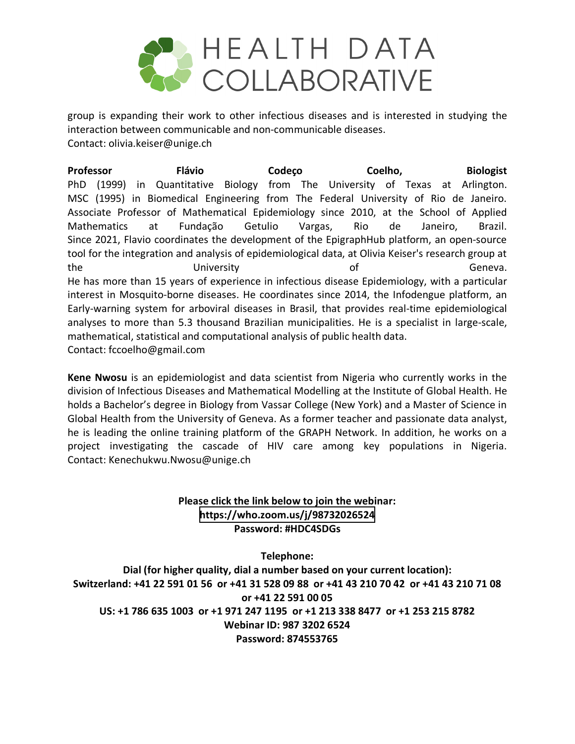group is expanding their work to other infectious diseases and is interested in studying the interaction between communicable and non-communicable diseases.
Contact: olivia.keiser@unige.ch

**Professor Flávio Codeço Coelho, Biologist**
PhD (1999) in Quantitative Biology from The University of Texas at Arlington. MSC (1995) in Biomedical Engineering from The Federal University of Rio de Janeiro. Associate Professor of Mathematical Epidemiology since 2010, at the School of Applied Mathematics at Fundação Getulio Vargas, Rio de Janeiro, Brazil.
Since 2021, Flavio coordinates the development of the EpigraphHub platform, an open-source tool for the integration and analysis of epidemiological data, at Olivia Keiser's research group at the University of Geneva.
He has more than 15 years of experience in infectious disease Epidemiology, with a particular interest in Mosquito-borne diseases. He coordinates since 2014, the Infodengue platform, an Early-warning system for arboviral diseases in Brasil, that provides real-time epidemiological analyses to more than 5.3 thousand Brazilian municipalities. He is a specialist in large-scale, mathematical, statistical and computational analysis of public health data.
Contact: fccoelho@gmail.com

**Kene Nwosu** is an epidemiologist and data scientist from Nigeria who currently works in the division of Infectious Diseases and Mathematical Modelling at the Institute of Global Health. He holds a Bachelor's degree in Biology from Vassar College (New York) and a Master of Science in Global Health from the University of Geneva. As a former teacher and passionate data analyst, he is leading the online training platform of the GRAPH Network. In addition, he works on a project investigating the cascade of HIV care among key populations in Nigeria.
Contact: Kenechukwu.Nwosu@unige.ch

**Please click the link below to join the webinar:**
**https://who.zoom.us/j/98732026524**
**Password: #HDC4SDGs**

**Telephone:**
**Dial (for higher quality, dial a number based on your current location):**
**Switzerland: +41 22 591 01 56 or +41 31 528 09 88 or +41 43 210 70 42 or +41 43 210 71 08 or +41 22 591 00 05**
**US: +1 786 635 1003 or +1 971 247 1195 or +1 213 338 8477 or +1 253 215 8782**
**Webinar ID: 987 3202 6524**
**Password: 874553765**